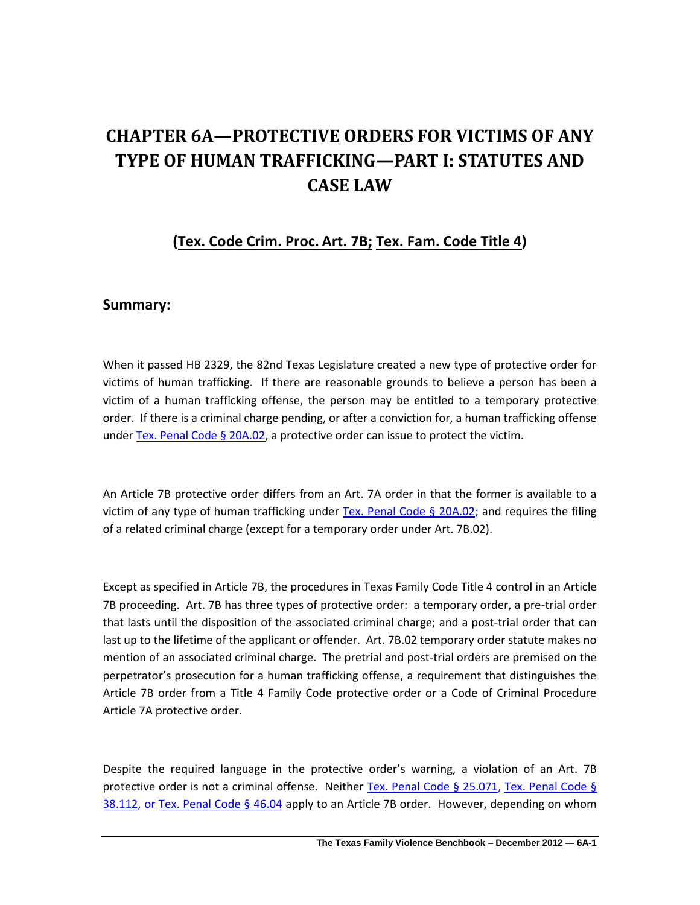# CHAPTER 6A—PROTECTIVE ORDERS FOR VICTIMS OF ANY TYPE OF HUMAN TRAFFICKING—PART I: STATUTES AND CASE LAW

## (Tex. Code Crim. Proc. Art. 7B; Tex. Fam. Code Title 4)

## Summary:

When it passed HB 2329, the 82nd Texas Legislature created a new type of protective order for victims of human trafficking. If there are reasonable grounds to believe a person has been a victim of a human trafficking offense, the person may be entitled to a temporary protective order. If there is a criminal charge pending, or after a conviction for, a human trafficking offense under Tex. Penal Code § 20A.02, a protective order can issue to protect the victim.

An Article 7B protective order differs from an Art. 7A order in that the former is available to a victim of any type of human trafficking under Tex. Penal Code § 20A.02; and requires the filing of a related criminal charge (except for a temporary order under Art. 7B.02).

Except as specified in Article 7B, the procedures in Texas Family Code Title 4 control in an Article 7B proceeding. Art. 7B has three types of protective order: a temporary order, a pre-trial order that lasts until the disposition of the associated criminal charge; and a post-trial order that can last up to the lifetime of the applicant or offender. Art. 7B.02 temporary order statute makes no mention of an associated criminal charge. The pretrial and post-trial orders are premised on the perpetrator's prosecution for a human trafficking offense, a requirement that distinguishes the Article 7B order from a Title 4 Family Code protective order or a Code of Criminal Procedure Article 7A protective order.

Despite the required language in the protective order's warning, a violation of an Art. 7B protective order is not a criminal offense. Neither Tex. Penal Code § 25.071, Tex. Penal Code § 38.112, or Tex. Penal Code § 46.04 apply to an Article 7B order. However, depending on whom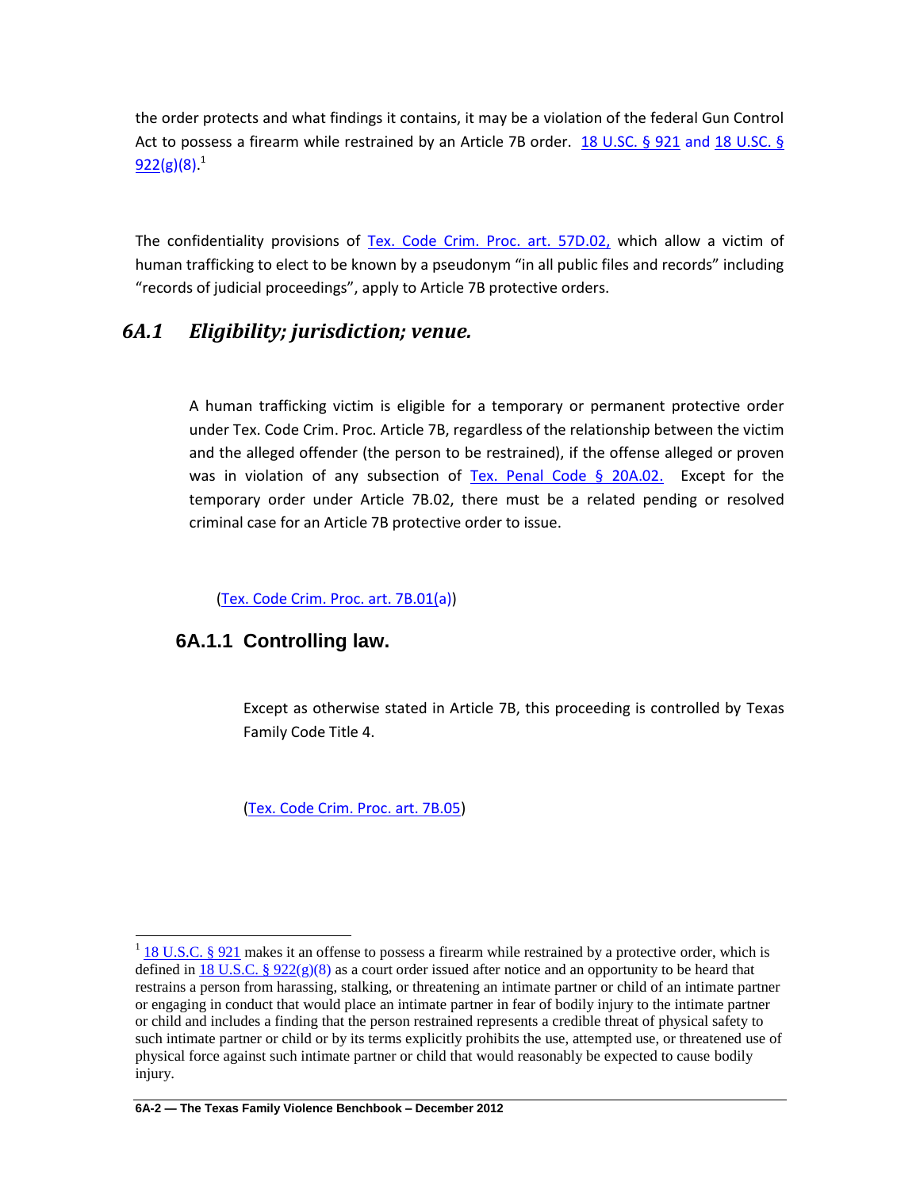the order protects and what findings it contains, it may be a violation of the federal Gun Control Act to possess a firearm while restrained by an Article 7B order. 18 U.SC. § 921 and 18 U.SC. § 922(g)(8).[1]

The confidentiality provisions of Tex. Code Crim. Proc. art. 57D.02, which allow a victim of human trafficking to elect to be known by a pseudonym "in all public files and records" including "records of judicial proceedings", apply to Article 7B protective orders.

## *6A.1 Eligibility; jurisdiction; venue.*

A human trafficking victim is eligible for a temporary or permanent protective order under Tex. Code Crim. Proc. Article 7B, regardless of the relationship between the victim and the alleged offender (the person to be restrained), if the offense alleged or proven was in violation of any subsection of Tex. Penal Code § 20A.02. Except for the temporary order under Article 7B.02, there must be a related pending or resolved criminal case for an Article 7B protective order to issue.

(Tex. Code Crim. Proc. art. 7B.01(a))

### 6A.1.1 Controlling law.

Except as otherwise stated in Article 7B, this proceeding is controlled by Texas Family Code Title 4.

(Tex. Code Crim. Proc. art. 7B.05)

---

[1] 18 U.S.C. § 921 makes it an offense to possess a firearm while restrained by a protective order, which is defined in 18 U.S.C. § 922(g)(8) as a court order issued after notice and an opportunity to be heard that restrains a person from harassing, stalking, or threatening an intimate partner or child of an intimate partner or engaging in conduct that would place an intimate partner in fear of bodily injury to the intimate partner or child and includes a finding that the person restrained represents a credible threat of physical safety to such intimate partner or child or by its terms explicitly prohibits the use, attempted use, or threatened use of physical force against such intimate partner or child that would reasonably be expected to cause bodily injury.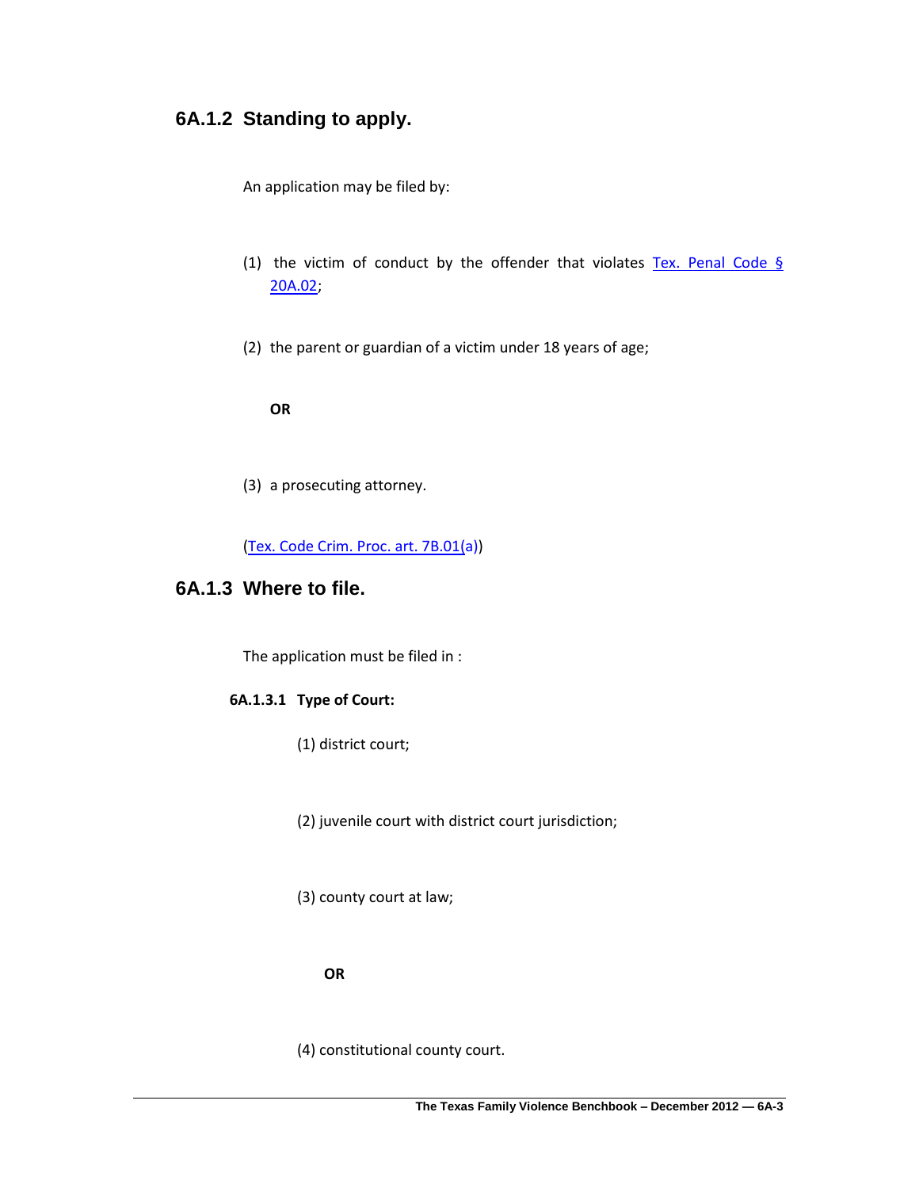## 6A.1.2 Standing to apply.

An application may be filed by:

(1) the victim of conduct by the offender that violates Tex. Penal Code § 20A.02;

(2) the parent or guardian of a victim under 18 years of age;

**OR**

(3) a prosecuting attorney.

(Tex. Code Crim. Proc. art. 7B.01(a))

## 6A.1.3 Where to file.

The application must be filed in :

#### 6A.1.3.1 Type of Court:

(1) district court;

(2) juvenile court with district court jurisdiction;

(3) county court at law;

**OR**

(4) constitutional county court.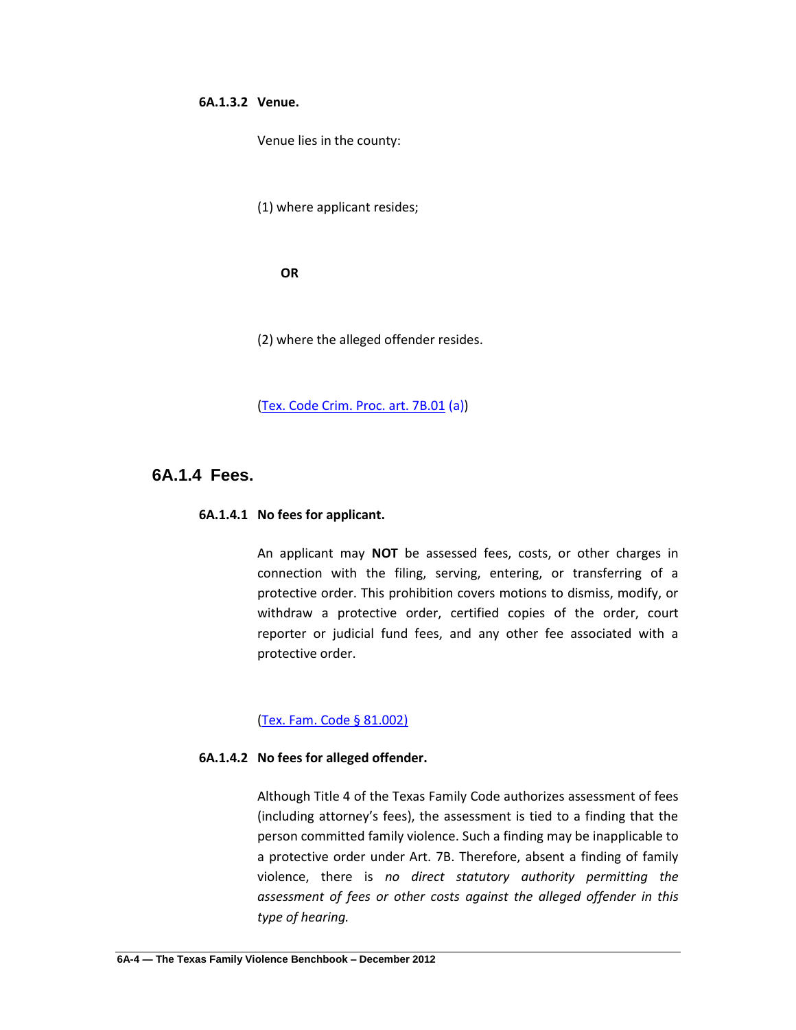#### 6A.1.3.2 Venue.

Venue lies in the county:

(1) where applicant resides;

**OR**

(2) where the alleged offender resides.

(Tex. Code Crim. Proc. art. 7B.01 (a))

## 6A.1.4 Fees.

#### 6A.1.4.1 No fees for applicant.

An applicant may **NOT** be assessed fees, costs, or other charges in connection with the filing, serving, entering, or transferring of a protective order. This prohibition covers motions to dismiss, modify, or withdraw a protective order, certified copies of the order, court reporter or judicial fund fees, and any other fee associated with a protective order.

(Tex. Fam. Code § 81.002)

#### 6A.1.4.2 No fees for alleged offender.

Although Title 4 of the Texas Family Code authorizes assessment of fees (including attorney's fees), the assessment is tied to a finding that the person committed family violence. Such a finding may be inapplicable to a protective order under Art. 7B. Therefore, absent a finding of family violence, there is *no direct statutory authority permitting the assessment of fees or other costs against the alleged offender in this type of hearing.*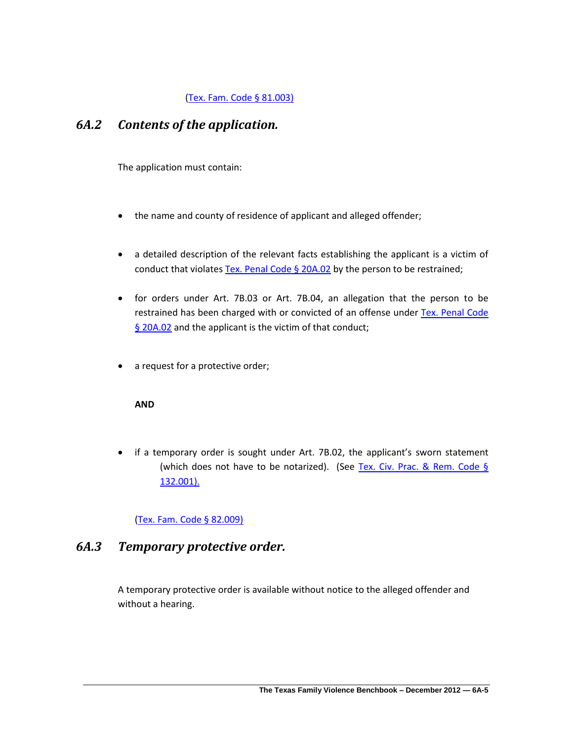(Tex. Fam. Code § 81.003)

## *6A.2 Contents of the application.*

The application must contain:

- the name and county of residence of applicant and alleged offender;
- a detailed description of the relevant facts establishing the applicant is a victim of conduct that violates Tex. Penal Code § 20A.02 by the person to be restrained;
- for orders under Art. 7B.03 or Art. 7B.04, an allegation that the person to be restrained has been charged with or convicted of an offense under Tex. Penal Code § 20A.02 and the applicant is the victim of that conduct;
- a request for a protective order;

  **AND**

- if a temporary order is sought under Art. 7B.02, the applicant's sworn statement (which does not have to be notarized). (See Tex. Civ. Prac. & Rem. Code § 132.001).

(Tex. Fam. Code § 82.009)

## *6A.3 Temporary protective order.*

A temporary protective order is available without notice to the alleged offender and without a hearing.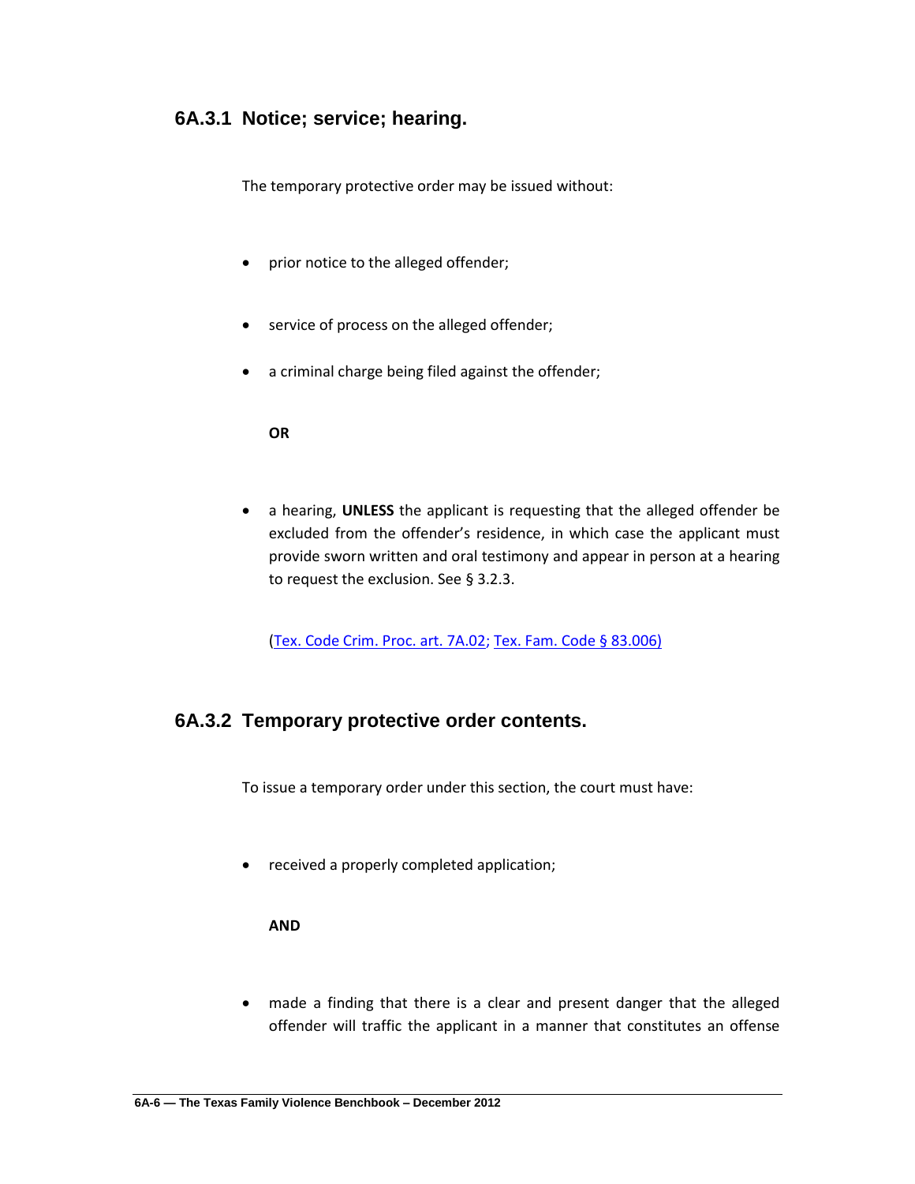### 6A.3.1 Notice; service; hearing.

The temporary protective order may be issued without:

- prior notice to the alleged offender;
- service of process on the alleged offender;
- a criminal charge being filed against the offender;

  **OR**

- a hearing, **UNLESS** the applicant is requesting that the alleged offender be excluded from the offender's residence, in which case the applicant must provide sworn written and oral testimony and appear in person at a hearing to request the exclusion. See § 3.2.3.

  (Tex. Code Crim. Proc. art. 7A.02; Tex. Fam. Code § 83.006)

### 6A.3.2 Temporary protective order contents.

To issue a temporary order under this section, the court must have:

- received a properly completed application;

  **AND**

- made a finding that there is a clear and present danger that the alleged offender will traffic the applicant in a manner that constitutes an offense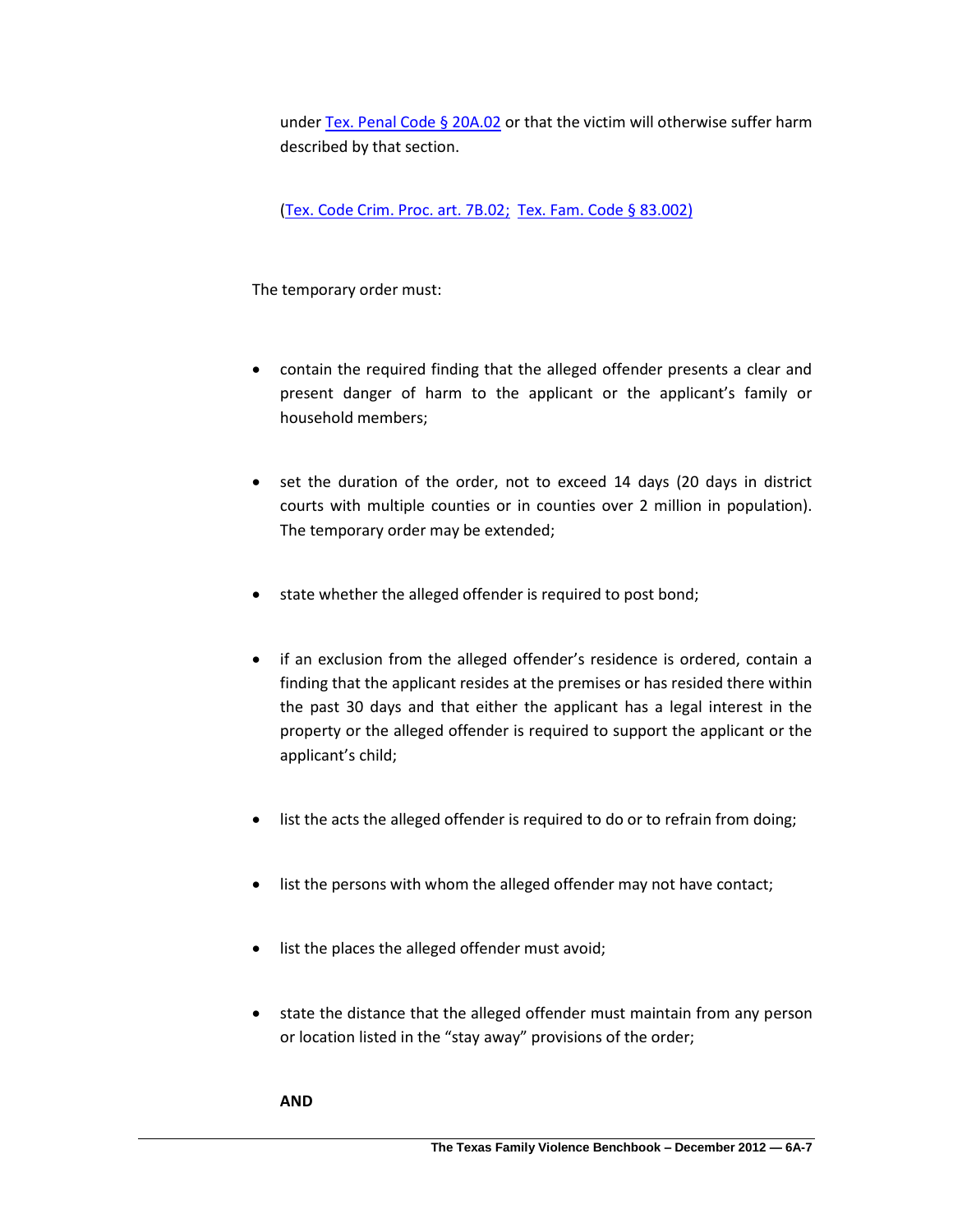under Tex. Penal Code § 20A.02 or that the victim will otherwise suffer harm described by that section.

(Tex. Code Crim. Proc. art. 7B.02; Tex. Fam. Code § 83.002)

The temporary order must:

- contain the required finding that the alleged offender presents a clear and present danger of harm to the applicant or the applicant's family or household members;
- set the duration of the order, not to exceed 14 days (20 days in district courts with multiple counties or in counties over 2 million in population). The temporary order may be extended;
- state whether the alleged offender is required to post bond;
- if an exclusion from the alleged offender's residence is ordered, contain a finding that the applicant resides at the premises or has resided there within the past 30 days and that either the applicant has a legal interest in the property or the alleged offender is required to support the applicant or the applicant's child;
- list the acts the alleged offender is required to do or to refrain from doing;
- list the persons with whom the alleged offender may not have contact;
- list the places the alleged offender must avoid;
- state the distance that the alleged offender must maintain from any person or location listed in the "stay away" provisions of the order;

**AND**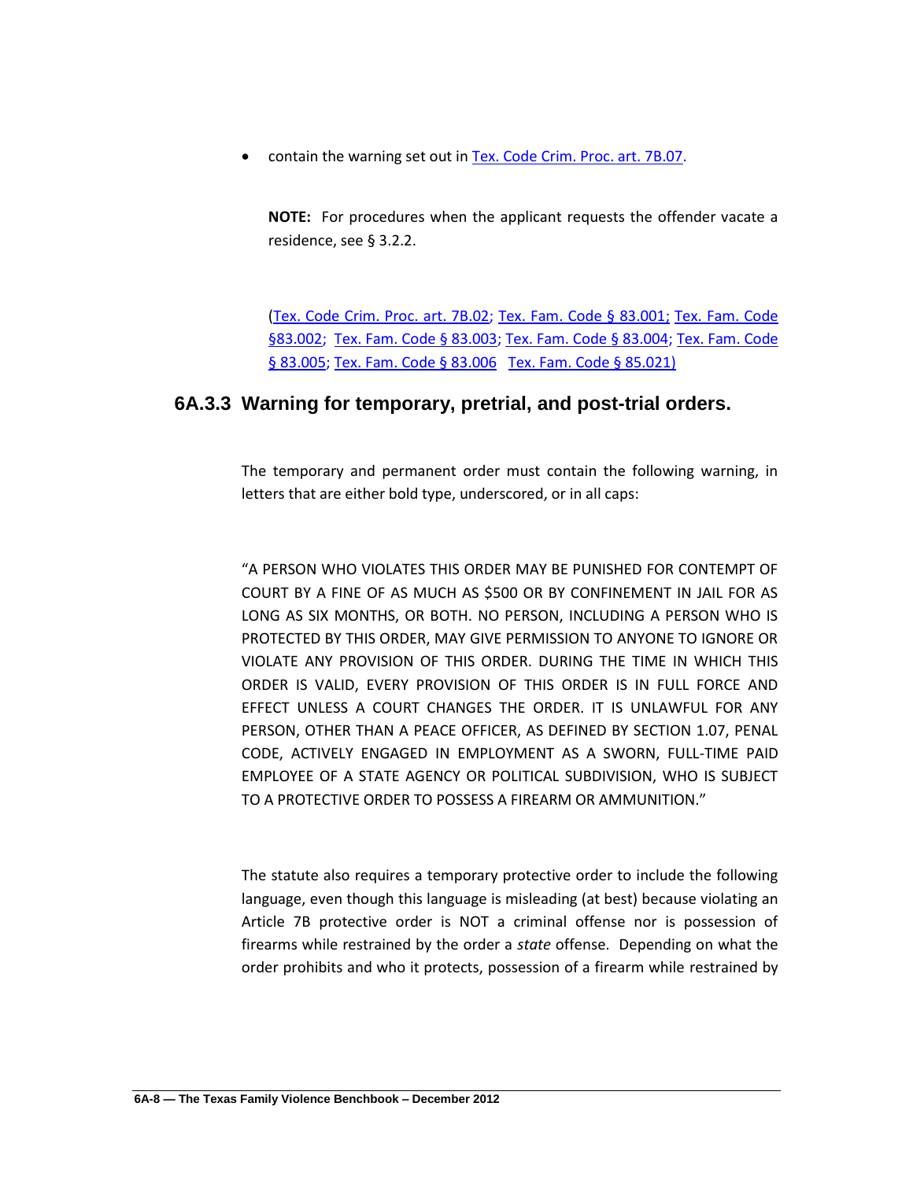- contain the warning set out in Tex. Code Crim. Proc. art. 7B.07.

**NOTE:** For procedures when the applicant requests the offender vacate a residence, see § 3.2.2.

(Tex. Code Crim. Proc. art. 7B.02; Tex. Fam. Code § 83.001; Tex. Fam. Code §83.002; Tex. Fam. Code § 83.003; Tex. Fam. Code § 83.004; Tex. Fam. Code § 83.005; Tex. Fam. Code § 83.006 Tex. Fam. Code § 85.021)

### 6A.3.3 Warning for temporary, pretrial, and post-trial orders.

The temporary and permanent order must contain the following warning, in letters that are either bold type, underscored, or in all caps:

"A PERSON WHO VIOLATES THIS ORDER MAY BE PUNISHED FOR CONTEMPT OF COURT BY A FINE OF AS MUCH AS $500 OR BY CONFINEMENT IN JAIL FOR AS LONG AS SIX MONTHS, OR BOTH. NO PERSON, INCLUDING A PERSON WHO IS PROTECTED BY THIS ORDER, MAY GIVE PERMISSION TO ANYONE TO IGNORE OR VIOLATE ANY PROVISION OF THIS ORDER. DURING THE TIME IN WHICH THIS ORDER IS VALID, EVERY PROVISION OF THIS ORDER IS IN FULL FORCE AND EFFECT UNLESS A COURT CHANGES THE ORDER. IT IS UNLAWFUL FOR ANY PERSON, OTHER THAN A PEACE OFFICER, AS DEFINED BY SECTION 1.07, PENAL CODE, ACTIVELY ENGAGED IN EMPLOYMENT AS A SWORN, FULL-TIME PAID EMPLOYEE OF A STATE AGENCY OR POLITICAL SUBDIVISION, WHO IS SUBJECT TO A PROTECTIVE ORDER TO POSSESS A FIREARM OR AMMUNITION."

The statute also requires a temporary protective order to include the following language, even though this language is misleading (at best) because violating an Article 7B protective order is NOT a criminal offense nor is possession of firearms while restrained by the order a *state* offense. Depending on what the order prohibits and who it protects, possession of a firearm while restrained by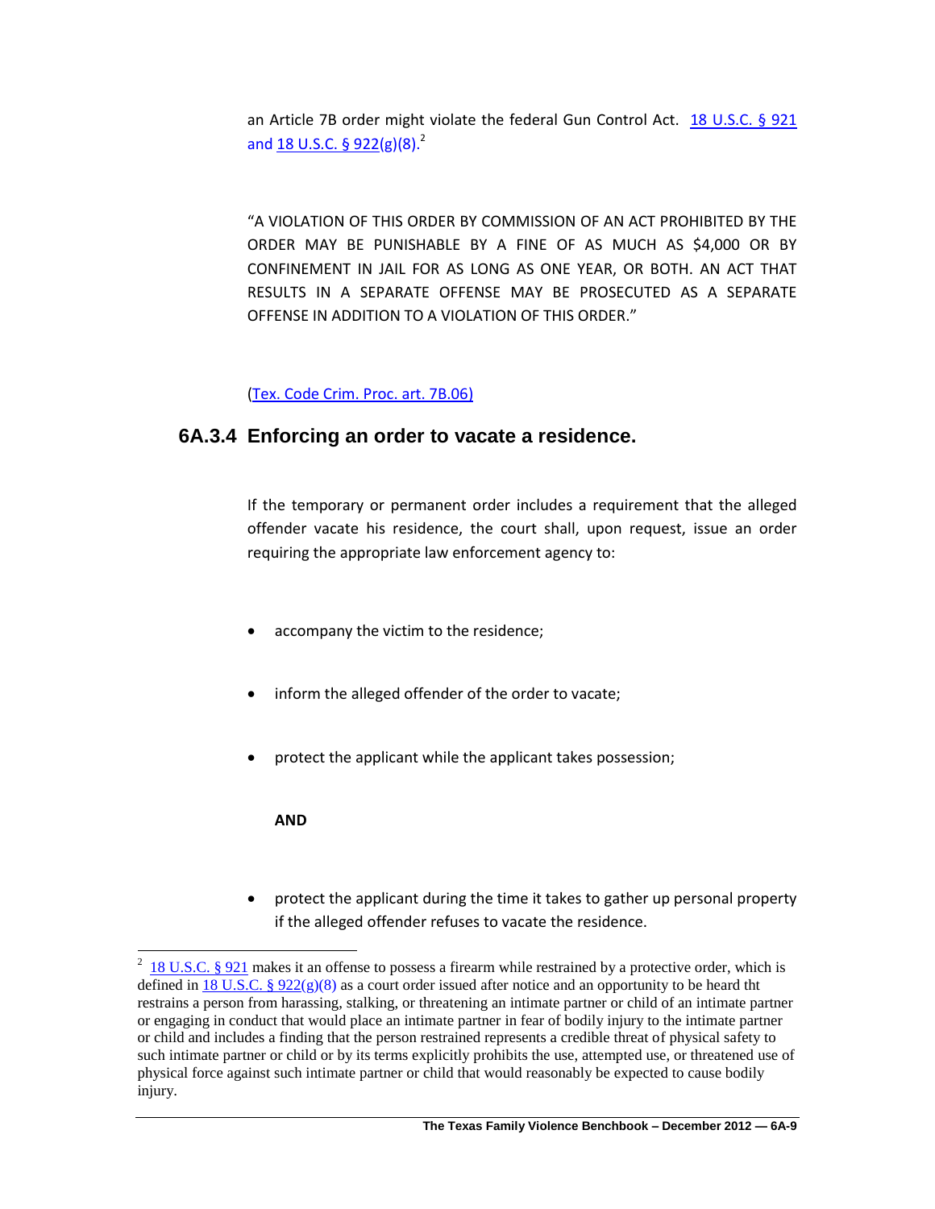an Article 7B order might violate the federal Gun Control Act. 18 U.S.C. § 921 and 18 U.S.C. § 922(g)(8).[2]

"A VIOLATION OF THIS ORDER BY COMMISSION OF AN ACT PROHIBITED BY THE ORDER MAY BE PUNISHABLE BY A FINE OF AS MUCH AS $4,000 OR BY CONFINEMENT IN JAIL FOR AS LONG AS ONE YEAR, OR BOTH. AN ACT THAT RESULTS IN A SEPARATE OFFENSE MAY BE PROSECUTED AS A SEPARATE OFFENSE IN ADDITION TO A VIOLATION OF THIS ORDER."

(Tex. Code Crim. Proc. art. 7B.06)

### 6A.3.4 Enforcing an order to vacate a residence.

If the temporary or permanent order includes a requirement that the alleged offender vacate his residence, the court shall, upon request, issue an order requiring the appropriate law enforcement agency to:

- accompany the victim to the residence;
- inform the alleged offender of the order to vacate;
- protect the applicant while the applicant takes possession;

  **AND**

- protect the applicant during the time it takes to gather up personal property if the alleged offender refuses to vacate the residence.

---

[2] 18 U.S.C. § 921 makes it an offense to possess a firearm while restrained by a protective order, which is defined in 18 U.S.C. § 922(g)(8) as a court order issued after notice and an opportunity to be heard tht restrains a person from harassing, stalking, or threatening an intimate partner or child of an intimate partner or engaging in conduct that would place an intimate partner in fear of bodily injury to the intimate partner or child and includes a finding that the person restrained represents a credible threat of physical safety to such intimate partner or child or by its terms explicitly prohibits the use, attempted use, or threatened use of physical force against such intimate partner or child that would reasonably be expected to cause bodily injury.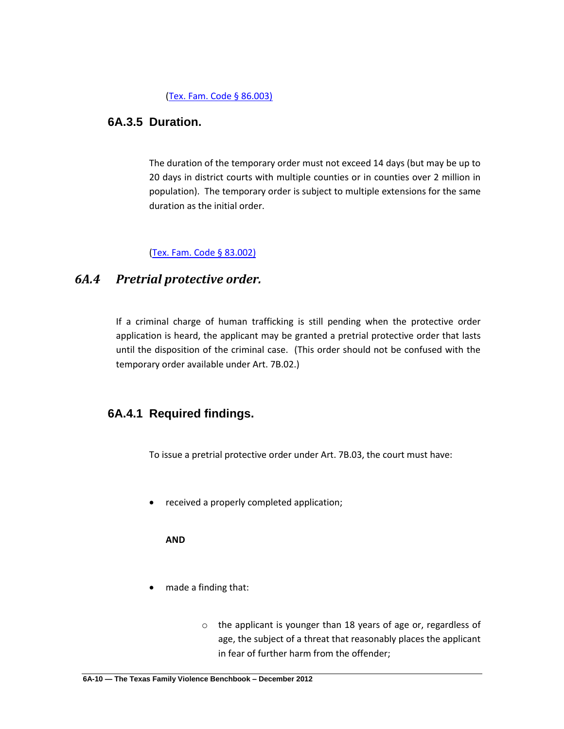(Tex. Fam. Code § 86.003)

### 6A.3.5 Duration.

The duration of the temporary order must not exceed 14 days (but may be up to 20 days in district courts with multiple counties or in counties over 2 million in population). The temporary order is subject to multiple extensions for the same duration as the initial order.

(Tex. Fam. Code § 83.002)

## *6A.4 Pretrial protective order.*

If a criminal charge of human trafficking is still pending when the protective order application is heard, the applicant may be granted a pretrial protective order that lasts until the disposition of the criminal case. (This order should not be confused with the temporary order available under Art. 7B.02.)

### 6A.4.1 Required findings.

To issue a pretrial protective order under Art. 7B.03, the court must have:

- received a properly completed application;

  **AND**

- made a finding that:
  - the applicant is younger than 18 years of age or, regardless of age, the subject of a threat that reasonably places the applicant in fear of further harm from the offender;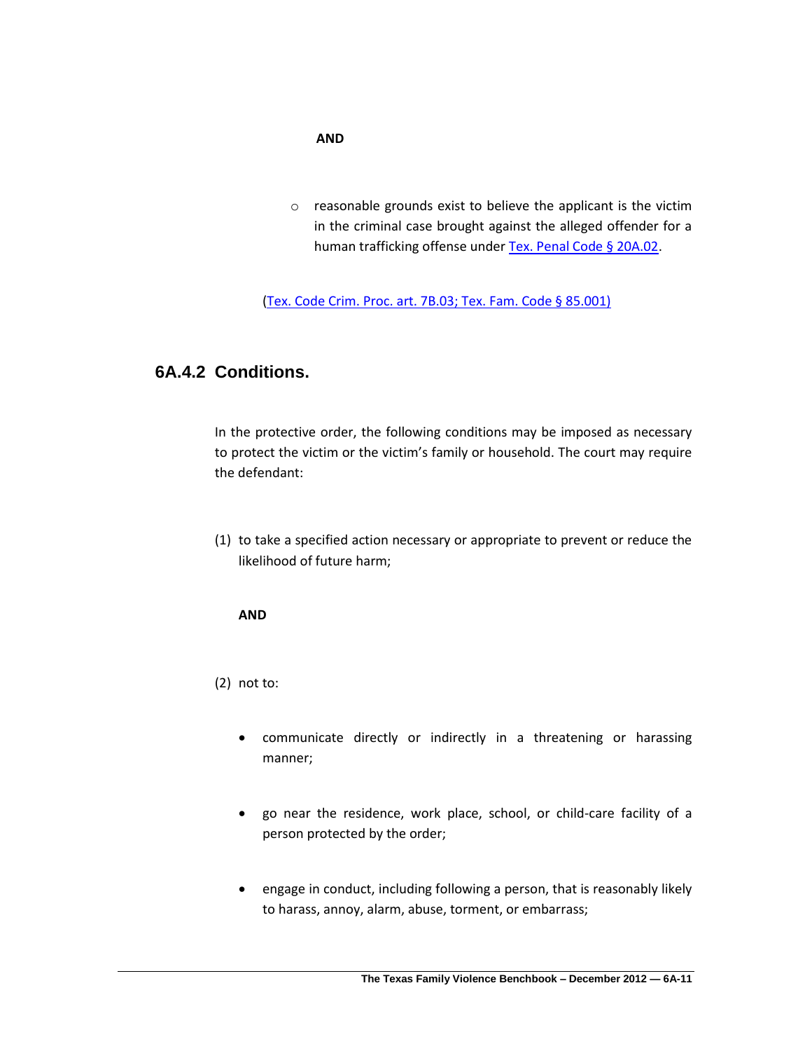**AND**

- reasonable grounds exist to believe the applicant is the victim in the criminal case brought against the alleged offender for a human trafficking offense under Tex. Penal Code § 20A.02.

(Tex. Code Crim. Proc. art. 7B.03; Tex. Fam. Code § 85.001)

### 6A.4.2 Conditions.

In the protective order, the following conditions may be imposed as necessary to protect the victim or the victim's family or household. The court may require the defendant:

(1) to take a specified action necessary or appropriate to prevent or reduce the likelihood of future harm;

**AND**

(2) not to:

- communicate directly or indirectly in a threatening or harassing manner;
- go near the residence, work place, school, or child-care facility of a person protected by the order;
- engage in conduct, including following a person, that is reasonably likely to harass, annoy, alarm, abuse, torment, or embarrass;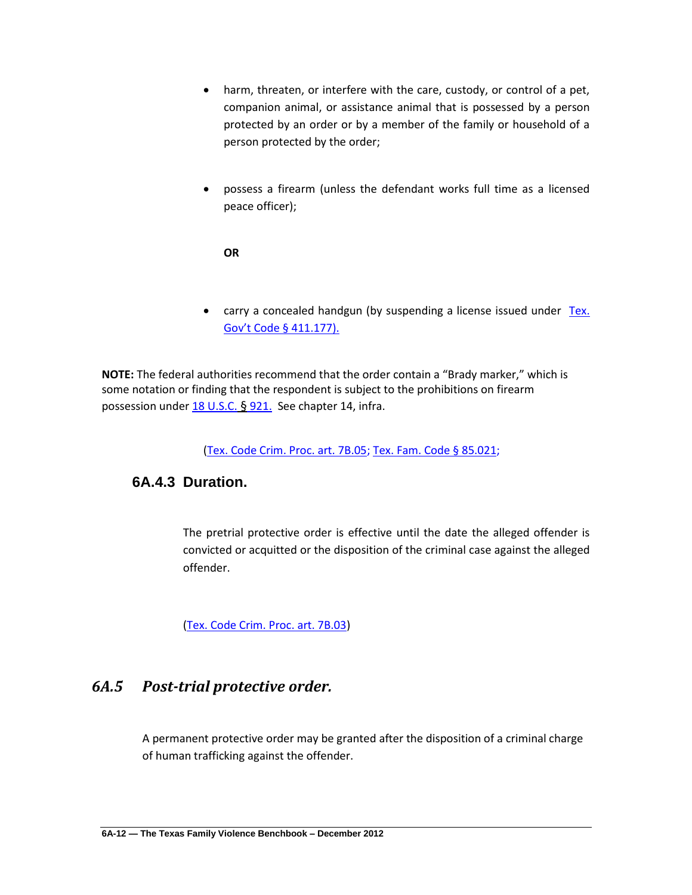- harm, threaten, or interfere with the care, custody, or control of a pet, companion animal, or assistance animal that is possessed by a person protected by an order or by a member of the family or household of a person protected by the order;

- possess a firearm (unless the defendant works full time as a licensed peace officer);

  **OR**

- carry a concealed handgun (by suspending a license issued under Tex. Gov't Code § 411.177).

**NOTE:** The federal authorities recommend that the order contain a "Brady marker," which is some notation or finding that the respondent is subject to the prohibitions on firearm possession under 18 U.S.C. § 921. See chapter 14, infra.

(Tex. Code Crim. Proc. art. 7B.05; Tex. Fam. Code § 85.021;

### 6A.4.3 Duration.

The pretrial protective order is effective until the date the alleged offender is convicted or acquitted or the disposition of the criminal case against the alleged offender.

(Tex. Code Crim. Proc. art. 7B.03)

## *6A.5 Post-trial protective order.*

A permanent protective order may be granted after the disposition of a criminal charge of human trafficking against the offender.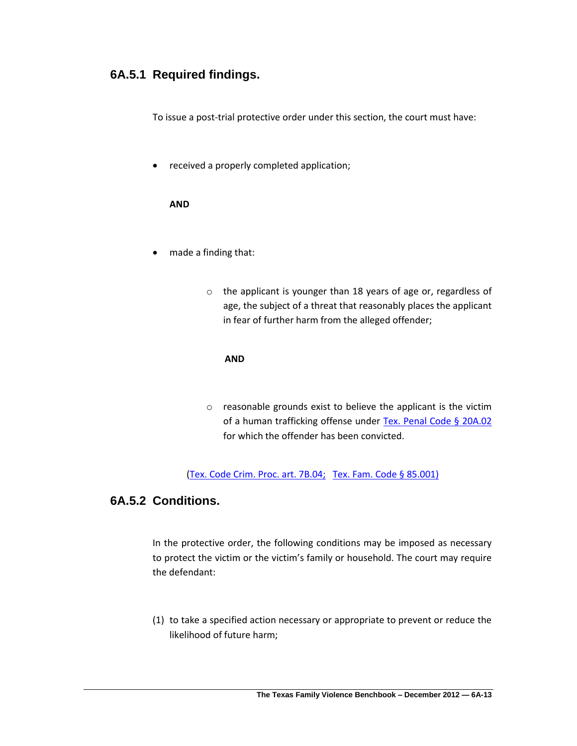### 6A.5.1 Required findings.

To issue a post-trial protective order under this section, the court must have:

- received a properly completed application;

  **AND**

- made a finding that:

  - the applicant is younger than 18 years of age or, regardless of age, the subject of a threat that reasonably places the applicant in fear of further harm from the alleged offender;

    **AND**

  - reasonable grounds exist to believe the applicant is the victim of a human trafficking offense under Tex. Penal Code § 20A.02 for which the offender has been convicted.

(Tex. Code Crim. Proc. art. 7B.04; Tex. Fam. Code § 85.001)

### 6A.5.2 Conditions.

In the protective order, the following conditions may be imposed as necessary to protect the victim or the victim's family or household. The court may require the defendant:

(1) to take a specified action necessary or appropriate to prevent or reduce the likelihood of future harm;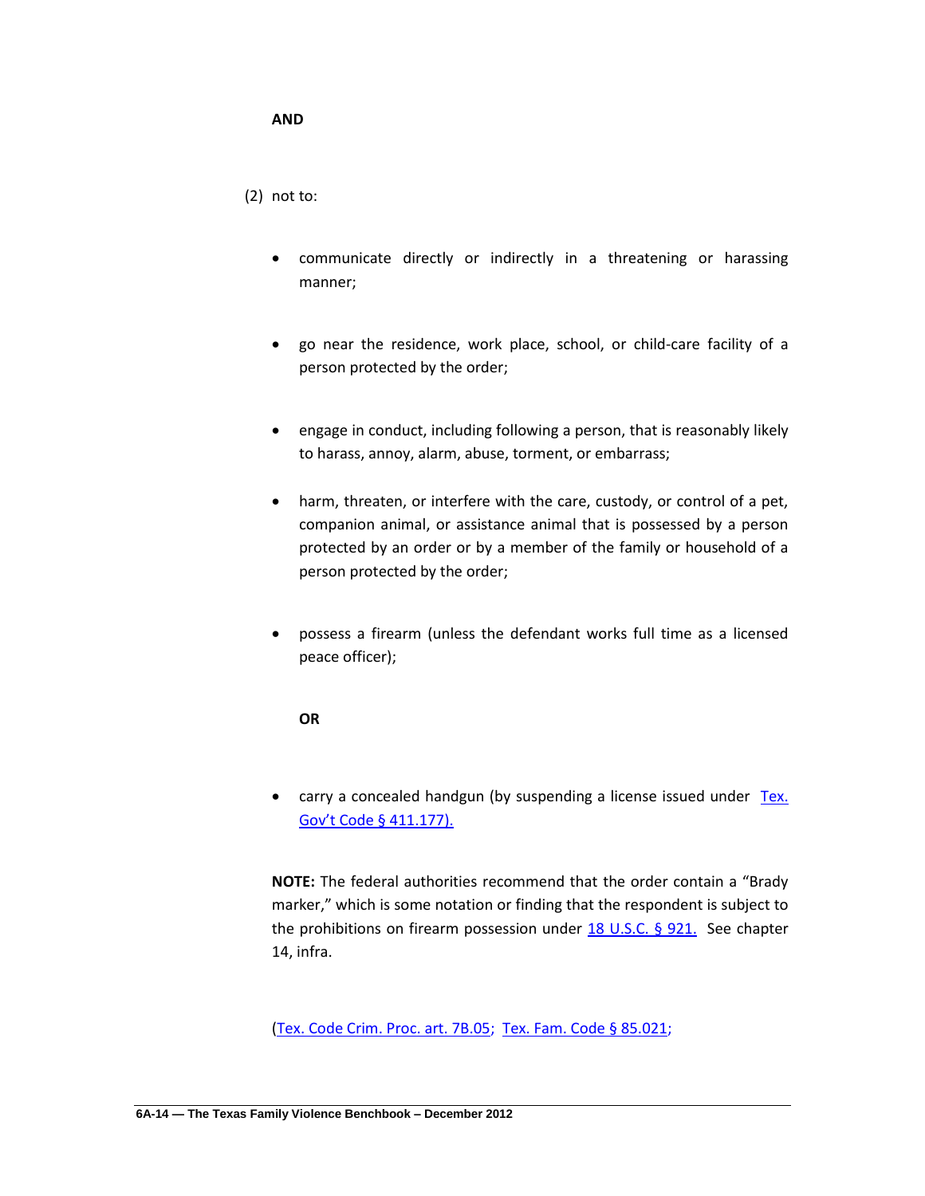**AND**

(2) not to:

- communicate directly or indirectly in a threatening or harassing manner;
- go near the residence, work place, school, or child-care facility of a person protected by the order;
- engage in conduct, including following a person, that is reasonably likely to harass, annoy, alarm, abuse, torment, or embarrass;
- harm, threaten, or interfere with the care, custody, or control of a pet, companion animal, or assistance animal that is possessed by a person protected by an order or by a member of the family or household of a person protected by the order;
- possess a firearm (unless the defendant works full time as a licensed peace officer);

  **OR**

- carry a concealed handgun (by suspending a license issued under Tex. Gov't Code § 411.177).

**NOTE:** The federal authorities recommend that the order contain a "Brady marker," which is some notation or finding that the respondent is subject to the prohibitions on firearm possession under 18 U.S.C. § 921. See chapter 14, infra.

(Tex. Code Crim. Proc. art. 7B.05; Tex. Fam. Code § 85.021;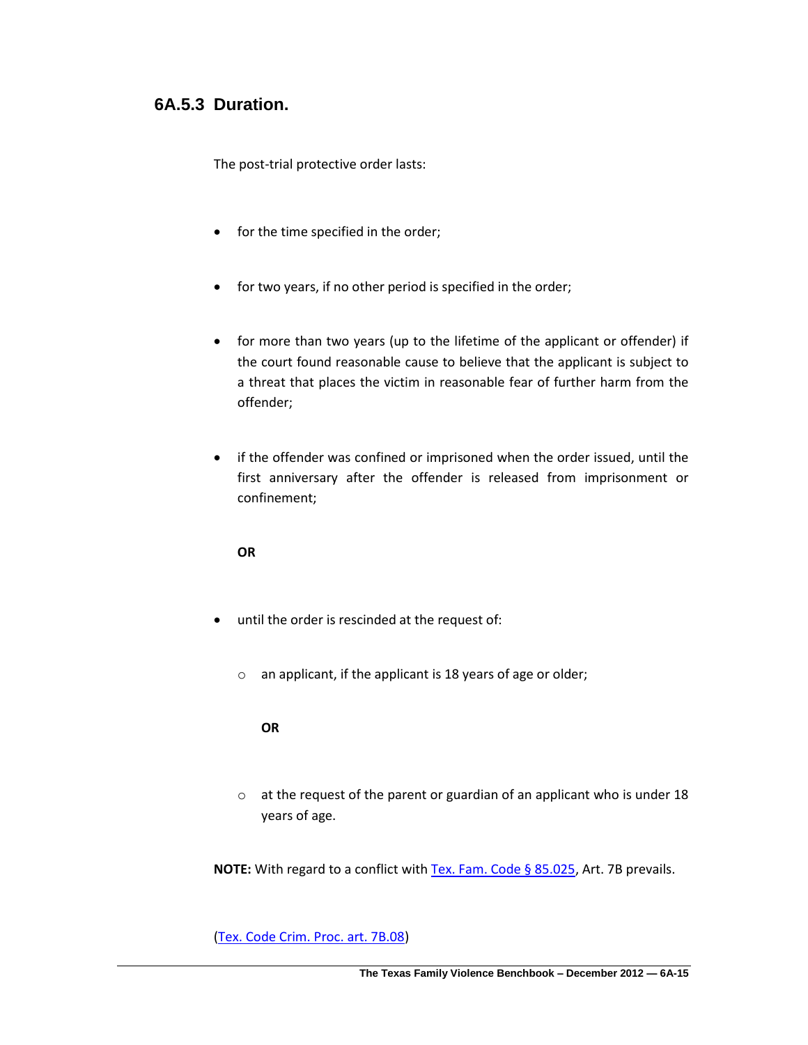### 6A.5.3 Duration.

The post-trial protective order lasts:

- for the time specified in the order;
- for two years, if no other period is specified in the order;
- for more than two years (up to the lifetime of the applicant or offender) if the court found reasonable cause to believe that the applicant is subject to a threat that places the victim in reasonable fear of further harm from the offender;
- if the offender was confined or imprisoned when the order issued, until the first anniversary after the offender is released from imprisonment or confinement;

  **OR**

- until the order is rescinded at the request of:
  - an applicant, if the applicant is 18 years of age or older;

    **OR**

  - at the request of the parent or guardian of an applicant who is under 18 years of age.

**NOTE:** With regard to a conflict with Tex. Fam. Code § 85.025, Art. 7B prevails.

(Tex. Code Crim. Proc. art. 7B.08)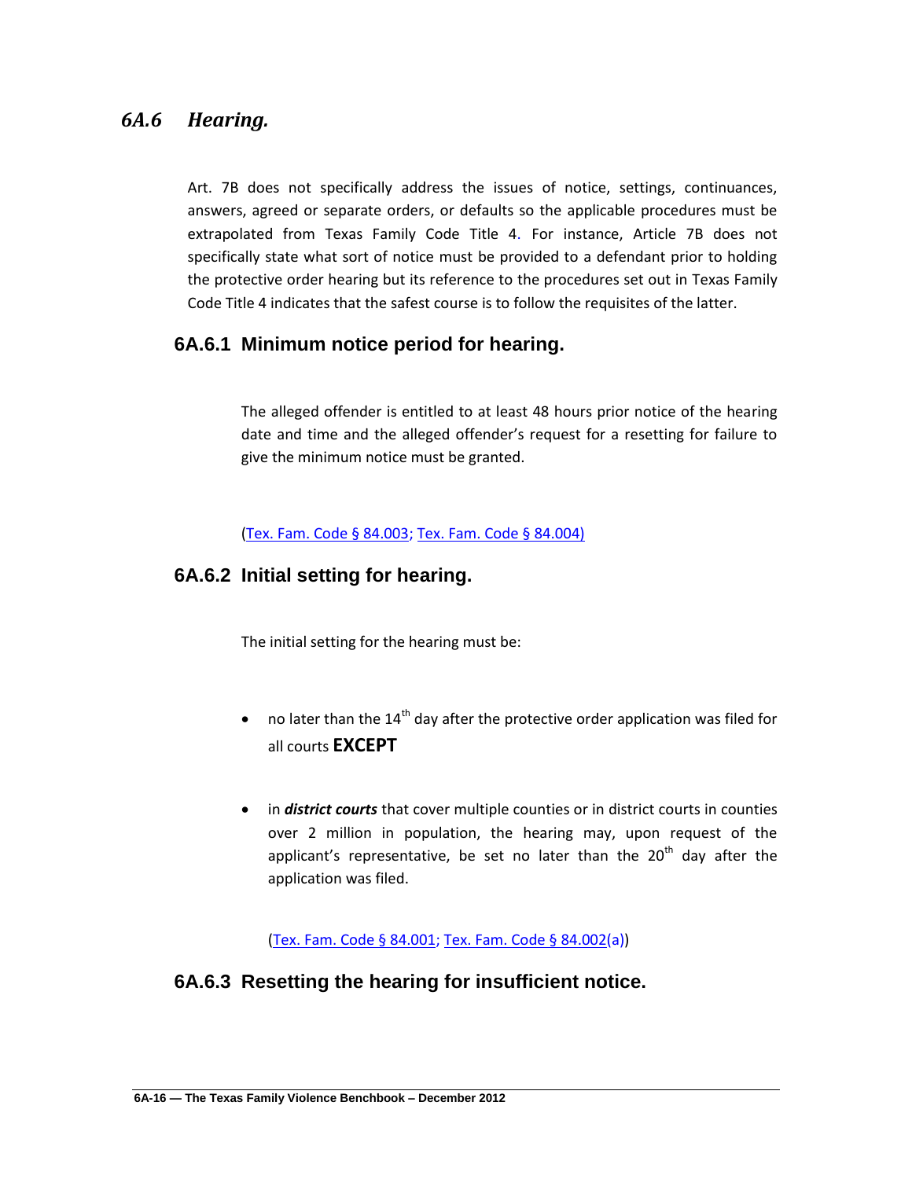## *6A.6 Hearing.*

Art. 7B does not specifically address the issues of notice, settings, continuances, answers, agreed or separate orders, or defaults so the applicable procedures must be extrapolated from Texas Family Code Title 4. For instance, Article 7B does not specifically state what sort of notice must be provided to a defendant prior to holding the protective order hearing but its reference to the procedures set out in Texas Family Code Title 4 indicates that the safest course is to follow the requisites of the latter.

### 6A.6.1 Minimum notice period for hearing.

The alleged offender is entitled to at least 48 hours prior notice of the hearing date and time and the alleged offender's request for a resetting for failure to give the minimum notice must be granted.

(Tex. Fam. Code § 84.003; Tex. Fam. Code § 84.004)

### 6A.6.2 Initial setting for hearing.

The initial setting for the hearing must be:

- no later than the 14th day after the protective order application was filed for all courts **EXCEPT**
- in ***district courts*** that cover multiple counties or in district courts in counties over 2 million in population, the hearing may, upon request of the applicant's representative, be set no later than the 20th day after the application was filed.

(Tex. Fam. Code § 84.001; Tex. Fam. Code § 84.002(a))

### 6A.6.3 Resetting the hearing for insufficient notice.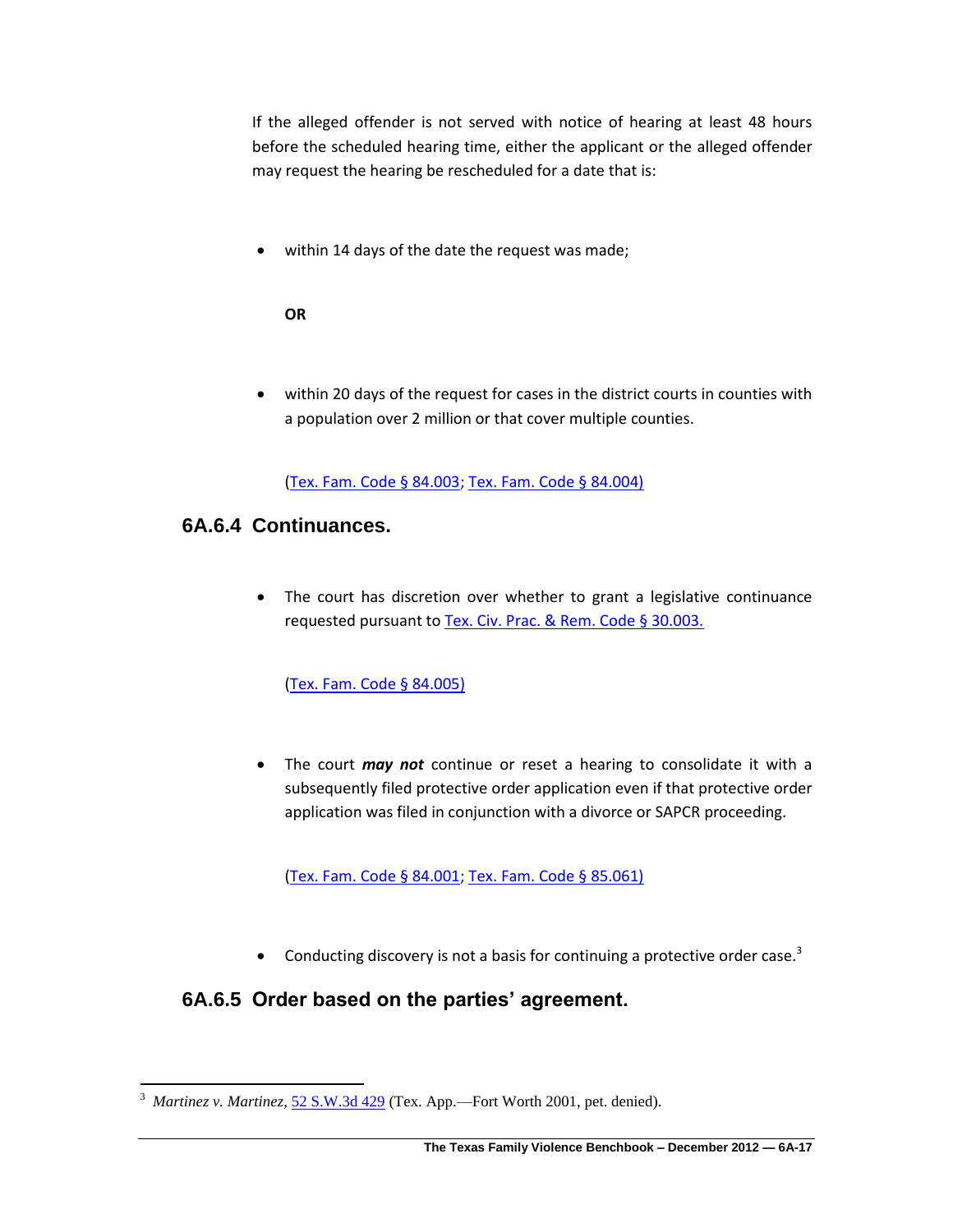If the alleged offender is not served with notice of hearing at least 48 hours before the scheduled hearing time, either the applicant or the alleged offender may request the hearing be rescheduled for a date that is:

- within 14 days of the date the request was made;

  **OR**

- within 20 days of the request for cases in the district courts in counties with a population over 2 million or that cover multiple counties.

  (Tex. Fam. Code § 84.003; Tex. Fam. Code § 84.004)

## 6A.6.4 Continuances.

- The court has discretion over whether to grant a legislative continuance requested pursuant to Tex. Civ. Prac. & Rem. Code § 30.003.

  (Tex. Fam. Code § 84.005)

- The court ***may not*** continue or reset a hearing to consolidate it with a subsequently filed protective order application even if that protective order application was filed in conjunction with a divorce or SAPCR proceeding.

  (Tex. Fam. Code § 84.001; Tex. Fam. Code § 85.061)

- Conducting discovery is not a basis for continuing a protective order case.[3]

## 6A.6.5 Order based on the parties' agreement.

---

[3] *Martinez v. Martinez*, 52 S.W.3d 429 (Tex. App.—Fort Worth 2001, pet. denied).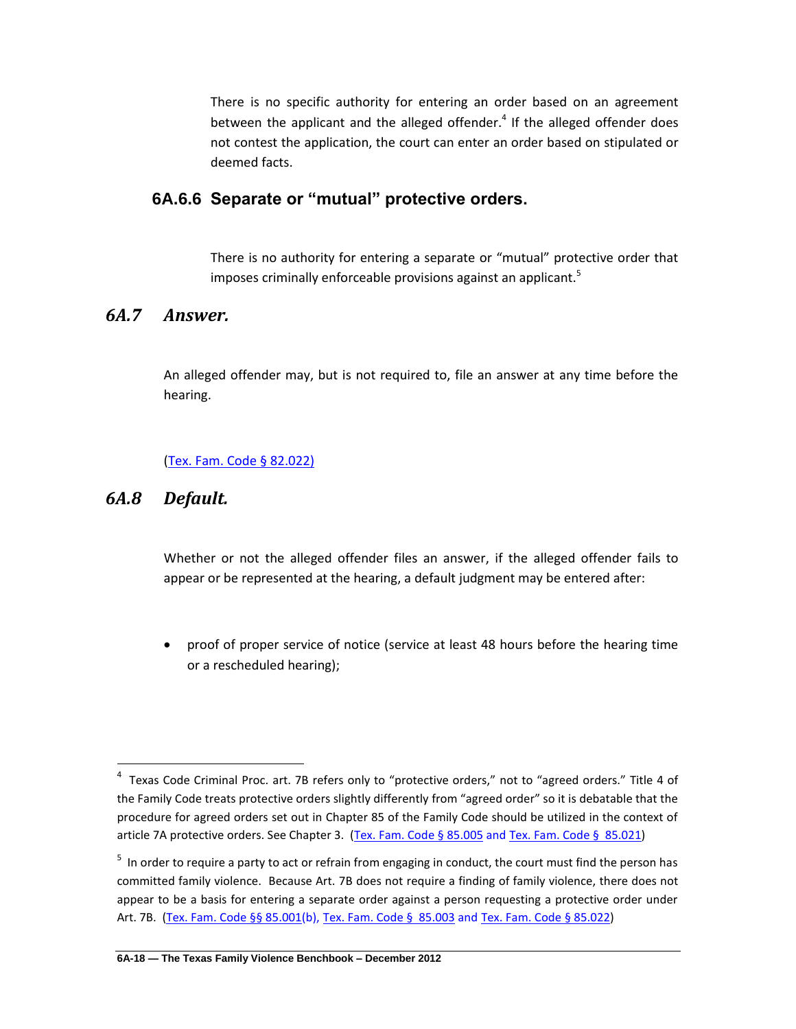There is no specific authority for entering an order based on an agreement between the applicant and the alleged offender.[4] If the alleged offender does not contest the application, the court can enter an order based on stipulated or deemed facts.

### 6A.6.6 Separate or "mutual" protective orders.

There is no authority for entering a separate or "mutual" protective order that imposes criminally enforceable provisions against an applicant.[5]

## *6A.7 Answer.*

An alleged offender may, but is not required to, file an answer at any time before the hearing.

(Tex. Fam. Code § 82.022)

## *6A.8 Default.*

Whether or not the alleged offender files an answer, if the alleged offender fails to appear or be represented at the hearing, a default judgment may be entered after:

- proof of proper service of notice (service at least 48 hours before the hearing time or a rescheduled hearing);

---

[4] Texas Code Criminal Proc. art. 7B refers only to "protective orders," not to "agreed orders." Title 4 of the Family Code treats protective orders slightly differently from "agreed order" so it is debatable that the procedure for agreed orders set out in Chapter 85 of the Family Code should be utilized in the context of article 7A protective orders. See Chapter 3. (Tex. Fam. Code § 85.005 and Tex. Fam. Code § 85.021)

[5] In order to require a party to act or refrain from engaging in conduct, the court must find the person has committed family violence. Because Art. 7B does not require a finding of family violence, there does not appear to be a basis for entering a separate order against a person requesting a protective order under Art. 7B. (Tex. Fam. Code §§ 85.001(b), Tex. Fam. Code § 85.003 and Tex. Fam. Code § 85.022)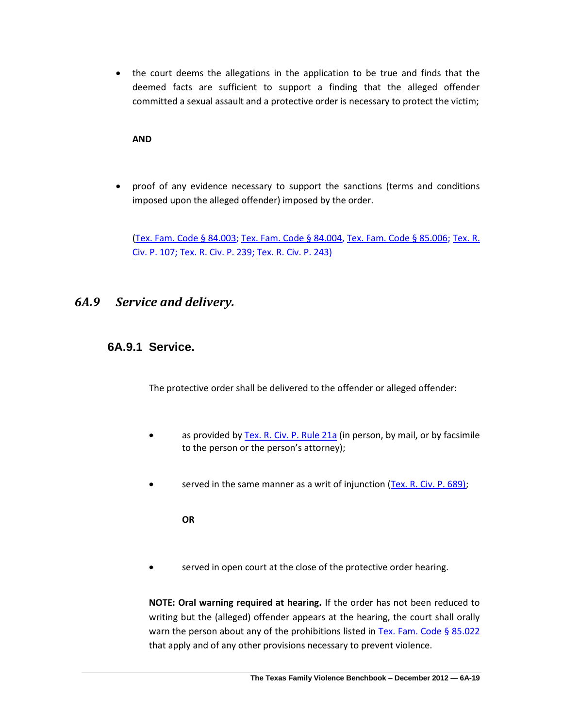- the court deems the allegations in the application to be true and finds that the deemed facts are sufficient to support a finding that the alleged offender committed a sexual assault and a protective order is necessary to protect the victim;

  **AND**

- proof of any evidence necessary to support the sanctions (terms and conditions imposed upon the alleged offender) imposed by the order.

  (Tex. Fam. Code § 84.003; Tex. Fam. Code § 84.004, Tex. Fam. Code § 85.006; Tex. R. Civ. P. 107; Tex. R. Civ. P. 239; Tex. R. Civ. P. 243)

## *6A.9 Service and delivery.*

### 6A.9.1 Service.

The protective order shall be delivered to the offender or alleged offender:

- as provided by Tex. R. Civ. P. Rule 21a (in person, by mail, or by facsimile to the person or the person's attorney);

- served in the same manner as a writ of injunction (Tex. R. Civ. P. 689);

  **OR**

- served in open court at the close of the protective order hearing.

**NOTE: Oral warning required at hearing.** If the order has not been reduced to writing but the (alleged) offender appears at the hearing, the court shall orally warn the person about any of the prohibitions listed in Tex. Fam. Code § 85.022 that apply and of any other provisions necessary to prevent violence.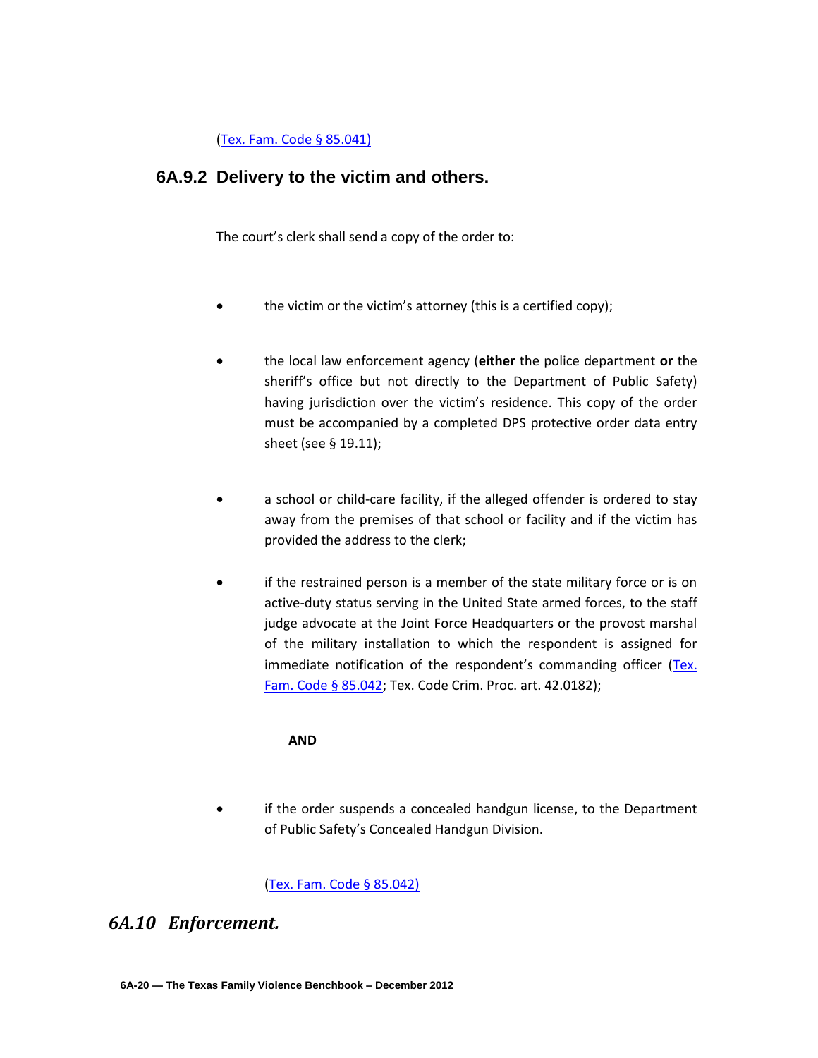(Tex. Fam. Code § 85.041)

### 6A.9.2 Delivery to the victim and others.

The court's clerk shall send a copy of the order to:

- the victim or the victim's attorney (this is a certified copy);
- the local law enforcement agency (**either** the police department **or** the sheriff's office but not directly to the Department of Public Safety) having jurisdiction over the victim's residence. This copy of the order must be accompanied by a completed DPS protective order data entry sheet (see § 19.11);
- a school or child-care facility, if the alleged offender is ordered to stay away from the premises of that school or facility and if the victim has provided the address to the clerk;
- if the restrained person is a member of the state military force or is on active-duty status serving in the United State armed forces, to the staff judge advocate at the Joint Force Headquarters or the provost marshal of the military installation to which the respondent is assigned for immediate notification of the respondent's commanding officer (Tex. Fam. Code § 85.042; Tex. Code Crim. Proc. art. 42.0182);

  **AND**

- if the order suspends a concealed handgun license, to the Department of Public Safety's Concealed Handgun Division.

(Tex. Fam. Code § 85.042)

## *6A.10 Enforcement.*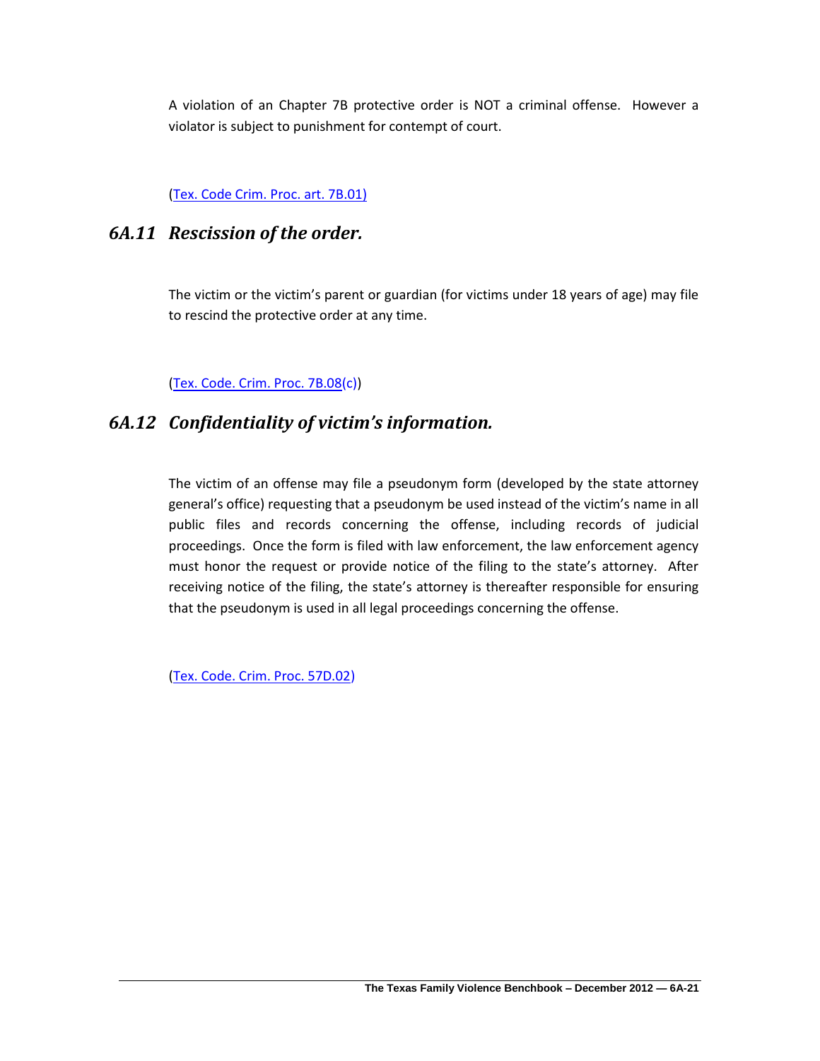A violation of an Chapter 7B protective order is NOT a criminal offense. However a violator is subject to punishment for contempt of court.

(Tex. Code Crim. Proc. art. 7B.01)

## *6A.11 Rescission of the order.*

The victim or the victim's parent or guardian (for victims under 18 years of age) may file to rescind the protective order at any time.

(Tex. Code. Crim. Proc. 7B.08(c))

## *6A.12 Confidentiality of victim's information.*

The victim of an offense may file a pseudonym form (developed by the state attorney general's office) requesting that a pseudonym be used instead of the victim's name in all public files and records concerning the offense, including records of judicial proceedings. Once the form is filed with law enforcement, the law enforcement agency must honor the request or provide notice of the filing to the state's attorney. After receiving notice of the filing, the state's attorney is thereafter responsible for ensuring that the pseudonym is used in all legal proceedings concerning the offense.

(Tex. Code. Crim. Proc. 57D.02)